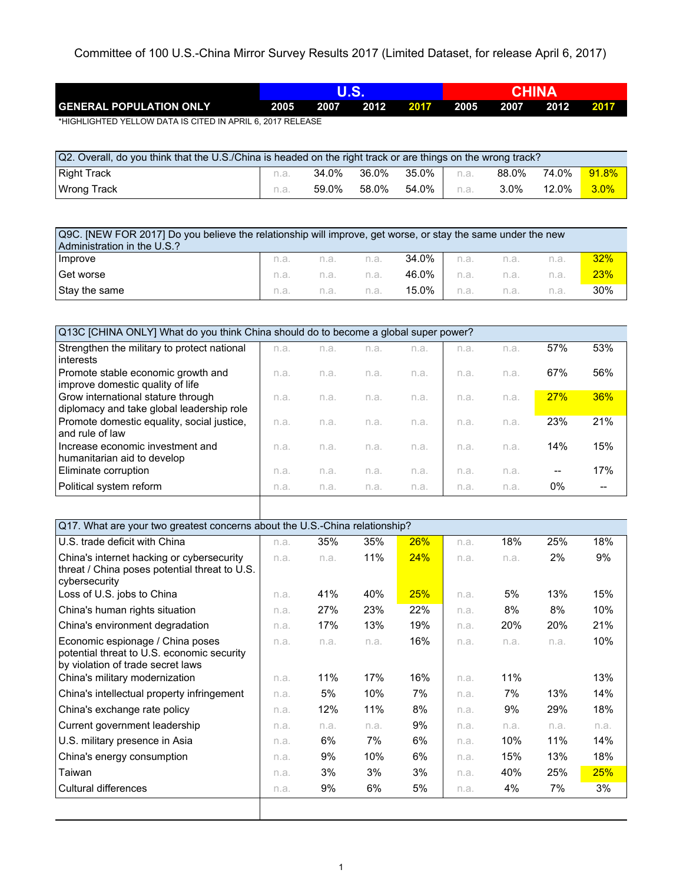# Committee of 100 U.S.-China Mirror Survey Results 2017 (Limited Dataset, for release April 6, 2017)

| GENERAL POPULATION ONLY | U.S. | | | | CHINA | | | |
|---|---|---|---|---|---|---|---|---|
| | 2005 | 2007 | 2012 | 2017 | 2005 | 2007 | 2012 | 2017 |

*HIGHLIGHTED YELLOW DATA IS CITED IN APRIL 6, 2017 RELEASE

| Q2. Overall, do you think that the U.S./China is headed on the right track or are things on the wrong track? | U.S. 2005 | U.S. 2007 | U.S. 2012 | U.S. 2017 | China 2005 | China 2007 | China 2012 | China 2017 |
|---|---|---|---|---|---|---|---|---|
| Right Track | n.a. | 34.0% | 36.0% | 35.0% | n.a. | 88.0% | 74.0% | 91.8% |
| Wrong Track | n.a. | 59.0% | 58.0% | 54.0% | n.a. | 3.0% | 12.0% | 3.0% |

| Q9C. [NEW FOR 2017] Do you believe the relationship will improve, get worse, or stay the same under the new Administration in the U.S.? | U.S. 2005 | U.S. 2007 | U.S. 2012 | U.S. 2017 | China 2005 | China 2007 | China 2012 | China 2017 |
|---|---|---|---|---|---|---|---|---|
| Improve | n.a. | n.a. | n.a. | 34.0% | n.a. | n.a. | n.a. | 32% |
| Get worse | n.a. | n.a. | n.a. | 46.0% | n.a. | n.a. | n.a. | 23% |
| Stay the same | n.a. | n.a. | n.a. | 15.0% | n.a. | n.a. | n.a. | 30% |

| Q13C [CHINA ONLY] What do you think China should do to become a global super power? | U.S. 2005 | U.S. 2007 | U.S. 2012 | U.S. 2017 | China 2005 | China 2007 | China 2012 | China 2017 |
|---|---|---|---|---|---|---|---|---|
| Strengthen the military to protect national interests | n.a. | n.a. | n.a. | n.a. | n.a. | n.a. | 57% | 53% |
| Promote stable economic growth and improve domestic quality of life | n.a. | n.a. | n.a. | n.a. | n.a. | n.a. | 67% | 56% |
| Grow international stature through diplomacy and take global leadership role | n.a. | n.a. | n.a. | n.a. | n.a. | n.a. | 27% | 36% |
| Promote domestic equality, social justice, and rule of law | n.a. | n.a. | n.a. | n.a. | n.a. | n.a. | 23% | 21% |
| Increase economic investment and humanitarian aid to develop | n.a. | n.a. | n.a. | n.a. | n.a. | n.a. | 14% | 15% |
| Eliminate corruption | n.a. | n.a. | n.a. | n.a. | n.a. | n.a. | -- | 17% |
| Political system reform | n.a. | n.a. | n.a. | n.a. | n.a. | n.a. | 0% | -- |

| Q17. What are your two greatest concerns about the U.S.-China relationship? | U.S. 2005 | U.S. 2007 | U.S. 2012 | U.S. 2017 | China 2005 | China 2007 | China 2012 | China 2017 |
|---|---|---|---|---|---|---|---|---|
| U.S. trade deficit with China | n.a. | 35% | 35% | 26% | n.a. | 18% | 25% | 18% |
| China's internet hacking or cybersecurity threat / China poses potential threat to U.S. cybersecurity | n.a. | n.a. | 11% | 24% | n.a. | n.a. | 2% | 9% |
| Loss of U.S. jobs to China | n.a. | 41% | 40% | 25% | n.a. | 5% | 13% | 15% |
| China's human rights situation | n.a. | 27% | 23% | 22% | n.a. | 8% | 8% | 10% |
| China's environment degradation | n.a. | 17% | 13% | 19% | n.a. | 20% | 20% | 21% |
| Economic espionage / China poses potential threat to U.S. economic security by violation of trade secret laws | n.a. | n.a. | n.a. | 16% | n.a. | n.a. | n.a. | 10% |
| China's military modernization | n.a. | 11% | 17% | 16% | n.a. | 11% | | 13% |
| China's intellectual property infringement | n.a. | 5% | 10% | 7% | n.a. | 7% | 13% | 14% |
| China's exchange rate policy | n.a. | 12% | 11% | 8% | n.a. | 9% | 29% | 18% |
| Current government leadership | n.a. | n.a. | n.a. | 9% | n.a. | n.a. | n.a. | n.a. |
| U.S. military presence in Asia | n.a. | 6% | 7% | 6% | n.a. | 10% | 11% | 14% |
| China's energy consumption | n.a. | 9% | 10% | 6% | n.a. | 15% | 13% | 18% |
| Taiwan | n.a. | 3% | 3% | 3% | n.a. | 40% | 25% | 25% |
| Cultural differences | n.a. | 9% | 6% | 5% | n.a. | 4% | 7% | 3% |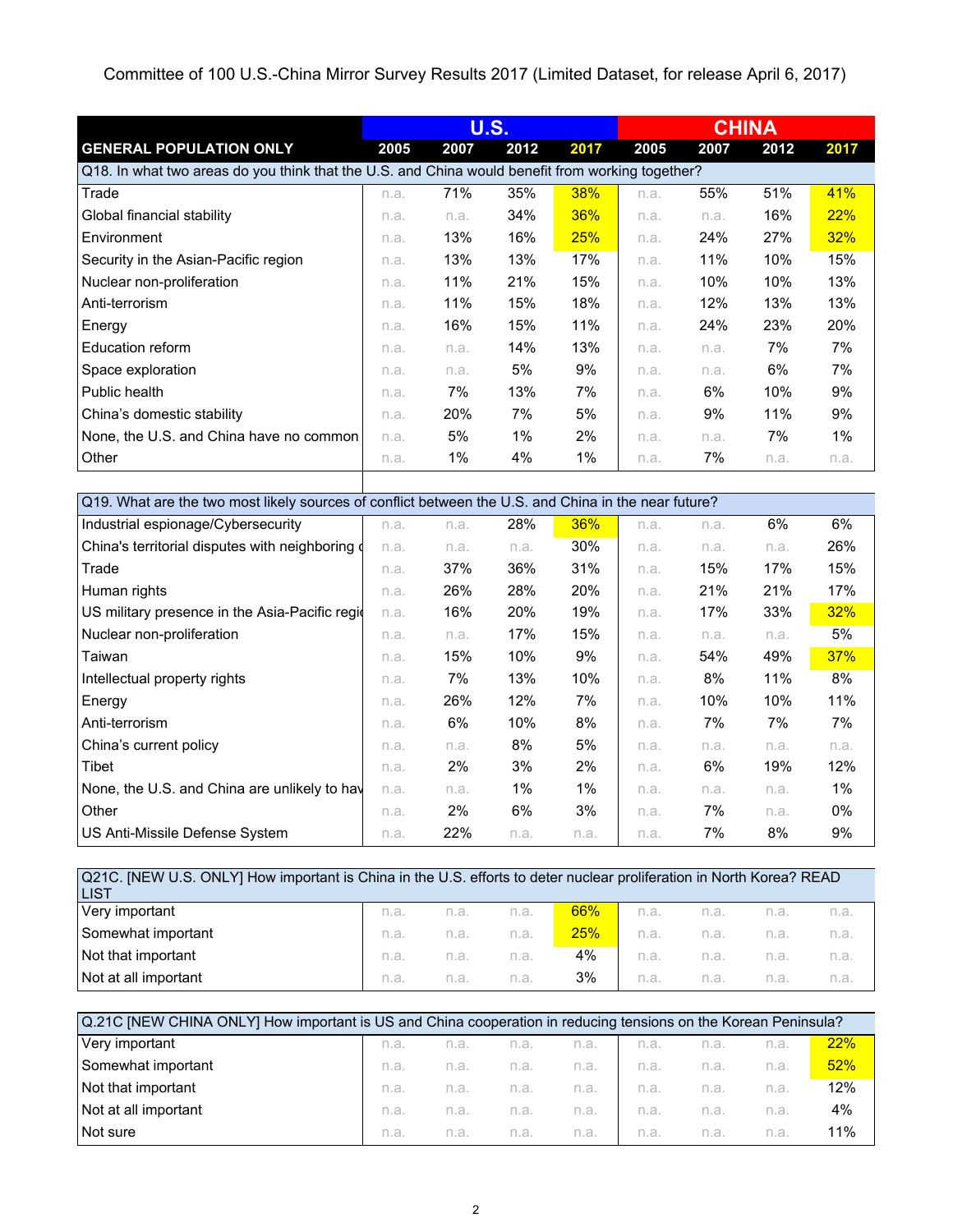Committee of 100 U.S.-China Mirror Survey Results 2017 (Limited Dataset, for release April 6, 2017)

| | U.S. | | | | CHINA | | | |
|---|---|---|---|---|---|---|---|---|
| **GENERAL POPULATION ONLY** | **2005** | **2007** | **2012** | **2017** | **2005** | **2007** | **2012** | **2017** |
| Q18. In what two areas do you think that the U.S. and China would benefit from working together? | | | | | | | | |
| Trade | n.a. | 71% | 35% | 38% | n.a. | 55% | 51% | 41% |
| Global financial stability | n.a. | n.a. | 34% | 36% | n.a. | n.a. | 16% | 22% |
| Environment | n.a. | 13% | 16% | 25% | n.a. | 24% | 27% | 32% |
| Security in the Asian-Pacific region | n.a. | 13% | 13% | 17% | n.a. | 11% | 10% | 15% |
| Nuclear non-proliferation | n.a. | 11% | 21% | 15% | n.a. | 10% | 10% | 13% |
| Anti-terrorism | n.a. | 11% | 15% | 18% | n.a. | 12% | 13% | 13% |
| Energy | n.a. | 16% | 15% | 11% | n.a. | 24% | 23% | 20% |
| Education reform | n.a. | n.a. | 14% | 13% | n.a. | n.a. | 7% | 7% |
| Space exploration | n.a. | n.a. | 5% | 9% | n.a. | n.a. | 6% | 7% |
| Public health | n.a. | 7% | 13% | 7% | n.a. | 6% | 10% | 9% |
| China's domestic stability | n.a. | 20% | 7% | 5% | n.a. | 9% | 11% | 9% |
| None, the U.S. and China have no common | n.a. | 5% | 1% | 2% | n.a. | n.a. | 7% | 1% |
| Other | n.a. | 1% | 4% | 1% | n.a. | 7% | n.a. | n.a. |

| | U.S. 2005 | U.S. 2007 | U.S. 2012 | U.S. 2017 | CHINA 2005 | CHINA 2007 | CHINA 2012 | CHINA 2017 |
|---|---|---|---|---|---|---|---|---|
| Q19. What are the two most likely sources of conflict between the U.S. and China in the near future? | | | | | | | | |
| Industrial espionage/Cybersecurity | n.a. | n.a. | 28% | 36% | n.a. | n.a. | 6% | 6% |
| China's territorial disputes with neighboring c | n.a. | n.a. | n.a. | 30% | n.a. | n.a. | n.a. | 26% |
| Trade | n.a. | 37% | 36% | 31% | n.a. | 15% | 17% | 15% |
| Human rights | n.a. | 26% | 28% | 20% | n.a. | 21% | 21% | 17% |
| US military presence in the Asia-Pacific regi | n.a. | 16% | 20% | 19% | n.a. | 17% | 33% | 32% |
| Nuclear non-proliferation | n.a. | n.a. | 17% | 15% | n.a. | n.a. | n.a. | 5% |
| Taiwan | n.a. | 15% | 10% | 9% | n.a. | 54% | 49% | 37% |
| Intellectual property rights | n.a. | 7% | 13% | 10% | n.a. | 8% | 11% | 8% |
| Energy | n.a. | 26% | 12% | 7% | n.a. | 10% | 10% | 11% |
| Anti-terrorism | n.a. | 6% | 10% | 8% | n.a. | 7% | 7% | 7% |
| China's current policy | n.a. | n.a. | 8% | 5% | n.a. | n.a. | n.a. | n.a. |
| Tibet | n.a. | 2% | 3% | 2% | n.a. | 6% | 19% | 12% |
| None, the U.S. and China are unlikely to hav | n.a. | n.a. | 1% | 1% | n.a. | n.a. | n.a. | 1% |
| Other | n.a. | 2% | 6% | 3% | n.a. | 7% | n.a. | 0% |
| US Anti-Missile Defense System | n.a. | 22% | n.a. | n.a. | n.a. | 7% | 8% | 9% |

| | U.S. 2005 | U.S. 2007 | U.S. 2012 | U.S. 2017 | CHINA 2005 | CHINA 2007 | CHINA 2012 | CHINA 2017 |
|---|---|---|---|---|---|---|---|---|
| Q21C. [NEW U.S. ONLY] How important is China in the U.S. efforts to deter nuclear proliferation in North Korea? READ LIST | | | | | | | | |
| Very important | n.a. | n.a. | n.a. | 66% | n.a. | n.a. | n.a. | n.a. |
| Somewhat important | n.a. | n.a. | n.a. | 25% | n.a. | n.a. | n.a. | n.a. |
| Not that important | n.a. | n.a. | n.a. | 4% | n.a. | n.a. | n.a. | n.a. |
| Not at all important | n.a. | n.a. | n.a. | 3% | n.a. | n.a. | n.a. | n.a. |

| | U.S. 2005 | U.S. 2007 | U.S. 2012 | U.S. 2017 | CHINA 2005 | CHINA 2007 | CHINA 2012 | CHINA 2017 |
|---|---|---|---|---|---|---|---|---|
| Q.21C [NEW CHINA ONLY] How important is US and China cooperation in reducing tensions on the Korean Peninsula? | | | | | | | | |
| Very important | n.a. | n.a. | n.a. | n.a. | n.a. | n.a. | n.a. | 22% |
| Somewhat important | n.a. | n.a. | n.a. | n.a. | n.a. | n.a. | n.a. | 52% |
| Not that important | n.a. | n.a. | n.a. | n.a. | n.a. | n.a. | n.a. | 12% |
| Not at all important | n.a. | n.a. | n.a. | n.a. | n.a. | n.a. | n.a. | 4% |
| Not sure | n.a. | n.a. | n.a. | n.a. | n.a. | n.a. | n.a. | 11% |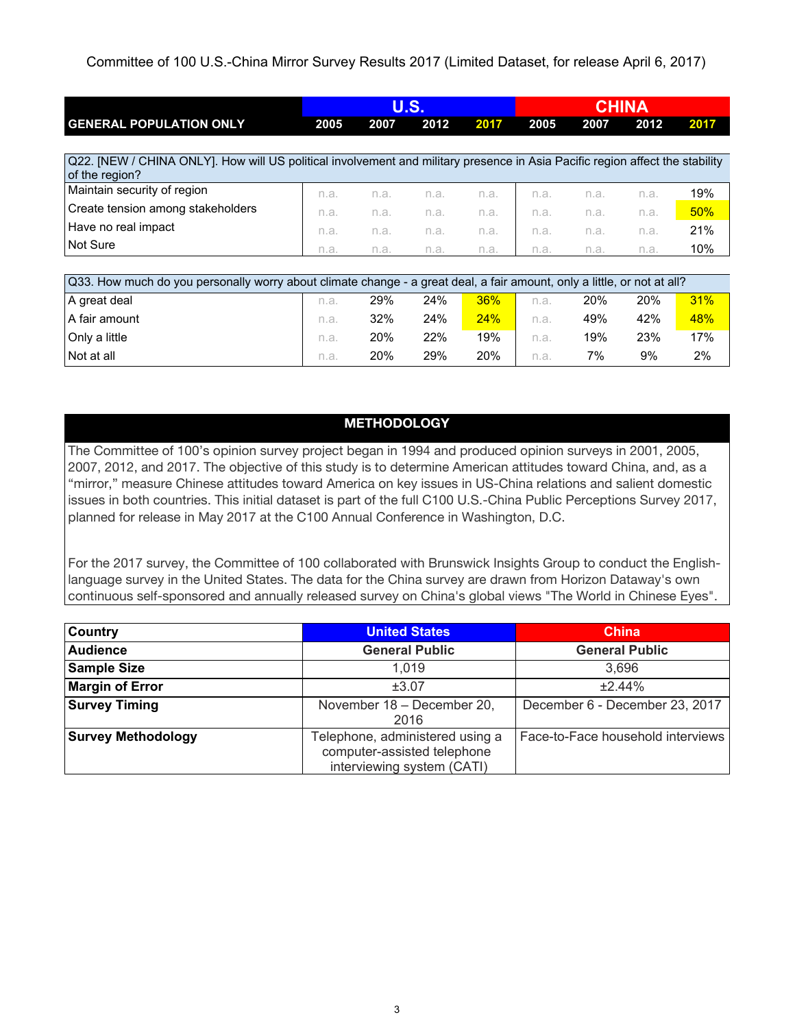Committee of 100 U.S.-China Mirror Survey Results 2017 (Limited Dataset, for release April 6, 2017)

| | U.S. | | | | CHINA | | | |
|---|---|---|---|---|---|---|---|---|
| GENERAL POPULATION ONLY | 2005 | 2007 | 2012 | 2017 | 2005 | 2007 | 2012 | 2017 |
| **Q22. [NEW / CHINA ONLY]. How will US political involvement and military presence in Asia Pacific region affect the stability of the region?** | | | | | | | | |
| Maintain security of region | n.a. | n.a. | n.a. | n.a. | n.a. | n.a. | n.a. | 19% |
| Create tension among stakeholders | n.a. | n.a. | n.a. | n.a. | n.a. | n.a. | n.a. | 50% |
| Have no real impact | n.a. | n.a. | n.a. | n.a. | n.a. | n.a. | n.a. | 21% |
| Not Sure | n.a. | n.a. | n.a. | n.a. | n.a. | n.a. | n.a. | 10% |
| **Q33. How much do you personally worry about climate change - a great deal, a fair amount, only a little, or not at all?** | | | | | | | | |
| A great deal | n.a. | 29% | 24% | 36% | n.a. | 20% | 20% | 31% |
| A fair amount | n.a. | 32% | 24% | 24% | n.a. | 49% | 42% | 48% |
| Only a little | n.a. | 20% | 22% | 19% | n.a. | 19% | 23% | 17% |
| Not at all | n.a. | 20% | 29% | 20% | n.a. | 7% | 9% | 2% |

## METHODOLOGY

The Committee of 100's opinion survey project began in 1994 and produced opinion surveys in 2001, 2005, 2007, 2012, and 2017. The objective of this study is to determine American attitudes toward China, and, as a "mirror," measure Chinese attitudes toward America on key issues in US-China relations and salient domestic issues in both countries. This initial dataset is part of the full C100 U.S.-China Public Perceptions Survey 2017, planned for release in May 2017 at the C100 Annual Conference in Washington, D.C.

For the 2017 survey, the Committee of 100 collaborated with Brunswick Insights Group to conduct the English-language survey in the United States. The data for the China survey are drawn from Horizon Dataway's own continuous self-sponsored and annually released survey on China's global views "The World in Chinese Eyes".

| Country | United States | China |
|---|---|---|
| **Audience** | General Public | General Public |
| **Sample Size** | 1,019 | 3,696 |
| **Margin of Error** | ±3.07 | ±2.44% |
| **Survey Timing** | November 18 – December 20, 2016 | December 6 - December 23, 2017 |
| **Survey Methodology** | Telephone, administered using a computer-assisted telephone interviewing system (CATI) | Face-to-Face household interviews |